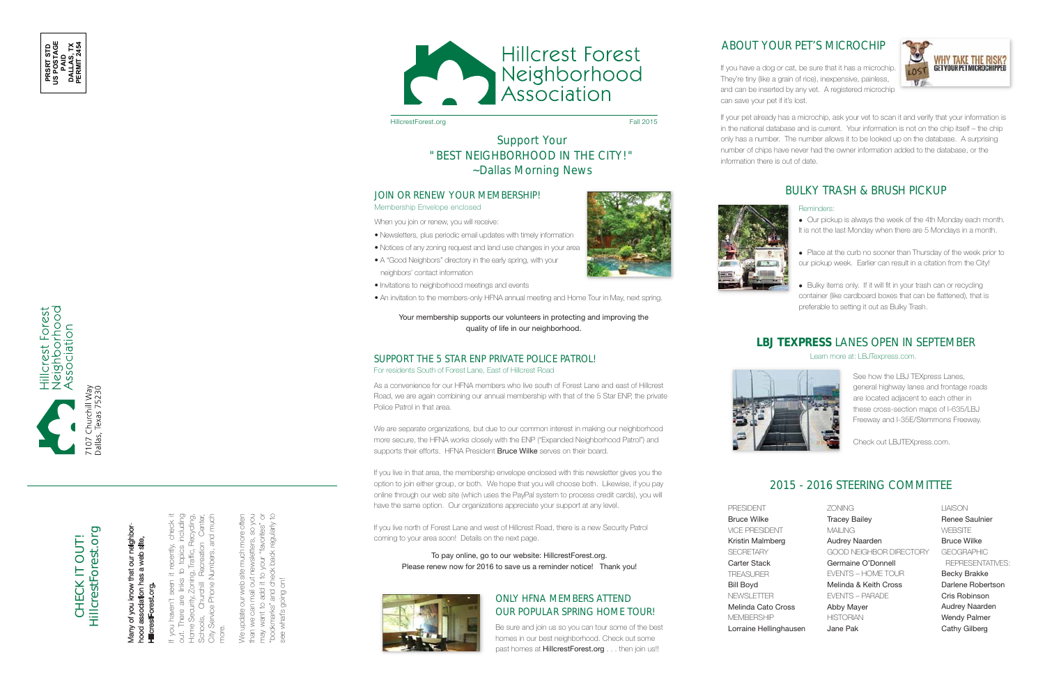PRSRT STD
US POSTAGE
PAID
DALLAS, TX
PERMIT 2454

Hillcrest Forest Neighborhood Association

7107 Churchill Way
Dallas, Texas 75230

## CHECK IT OUT! HillcrestForest.org

**Many of you know that our neighborhood association has a web site, HillcrestForest.org.**

If you haven't seen it recently, check it out. There are links to topics including Home Security, Zoning, Traffic, Recycling, Schools, Churchill Recreation Center, City Service Phone Numbers, and much more.

We update our web site much more often than we can mail out newsletters, so you may want to add it to your "favorites" or "bookmarks" and check back regularly to see what's going on!

# Hillcrest Forest Neighborhood Association

HillcrestForest.org — Fall 2015

## Support Your "BEST NEIGHBORHOOD IN THE CITY!" ~Dallas Morning News

## JOIN OR RENEW YOUR MEMBERSHIP!

Membership Envelope enclosed

When you join or renew, you will receive:

- Newsletters, plus periodic email updates with timely information
- Notices of any zoning request and land use changes in your area
- A "Good Neighbors" directory in the early spring, with your neighbors' contact information
- Invitations to neighborhood meetings and events
- An invitation to the members-only HFNA annual meeting and Home Tour in May, next spring.

Your membership supports our volunteers in protecting and improving the quality of life in our neighborhood.

## SUPPORT THE 5 STAR ENP PRIVATE POLICE PATROL!

For residents South of Forest Lane, East of Hillcrest Road

As a convenience for our HFNA members who live south of Forest Lane and east of Hillcrest Road, we are again combining our annual membership with that of the 5 Star ENP, the private Police Patrol in that area.

We are separate organizations, but due to our common interest in making our neighborhood more secure, the HFNA works closely with the ENP ("Expanded Neighborhood Patrol") and supports their efforts. HFNA President **Bruce Wilke** serves on their board.

If you live in that area, the membership envelope enclosed with this newsletter gives you the option to join either group, or both. We hope that you will choose both. Likewise, if you pay online through our web site (which uses the PayPal system to process credit cards), you will have the same option. Our organizations appreciate your support at any level.

If you live north of Forest Lane and west of Hillcrest Road, there is a new Security Patrol coming to your area soon! Details on the next page.

To pay online, go to our website: HillcrestForest.org.
Please renew now for 2016 to save us a reminder notice! Thank you!

## ONLY HFNA MEMBERS ATTEND OUR POPULAR SPRING HOME TOUR!

Be sure and join us so you can tour some of the best homes in our best neighborhood. Check out some past homes at **HillcrestForest.org** . . . then join us!!

## ABOUT YOUR PET'S MICROCHIP

If you have a dog or cat, be sure that it has a microchip. They're tiny (like a grain of rice), inexpensive, painless, and can be inserted by any vet. A registered microchip can save your pet if it's lost.

If your pet already has a microchip, ask your vet to scan it and verify that your information is in the national database and is current. Your information is not on the chip itself – the chip only has a number. The number allows it to be looked up on the database. A surprising number of chips have never had the owner information added to the database, or the information there is out of date.

## BULKY TRASH & BRUSH PICKUP

Reminders:

- Our pickup is always the week of the 4th Monday each month. It is not the last Monday when there are 5 Mondays in a month.
- Place at the curb no sooner than Thursday of the week prior to our pickup week. Earlier can result in a citation from the City!
- Bulky items only. If it will fit in your trash can or recycling container (like cardboard boxes that can be flattened), that is preferable to setting it out as Bulky Trash.

## **LBJ TEXPRESS** LANES OPEN IN SEPTEMBER

Learn more at: LBJTexpress.com.

See how the LBJ TEXpress Lanes, general highway lanes and frontage roads are located adjacent to each other in these cross-section maps of I-635/LBJ Freeway and I-35E/Stemmons Freeway.

Check out LBJTEXpress.com.

## 2015 - 2016 STEERING COMMITTEE

PRESIDENT
Bruce Wilke

VICE PRESIDENT
Kristin Malmberg

SECRETARY
Carter Stack

TREASURER
Bill Boyd

NEWSLETTER
Melinda Cato Cross

MEMBERSHIP
Lorraine Hellinghausen

ZONING
Tracey Bailey

MAILING
Audrey Naarden

GOOD NEIGHBOR DIRECTORY
Germaine O'Donnell

EVENTS – HOME TOUR
Melinda & Keith Cross

EVENTS – PARADE
Abby Mayer

HISTORIAN
Jane Pak

LIAISON
Renee Saulnier

WEBSITE
Bruce Wilke

GEOGRAPHIC REPRESENTATIVES:
Becky Brakke
Darlene Robertson
Cris Robinson
Audrey Naarden
Wendy Palmer
Cathy Gilberg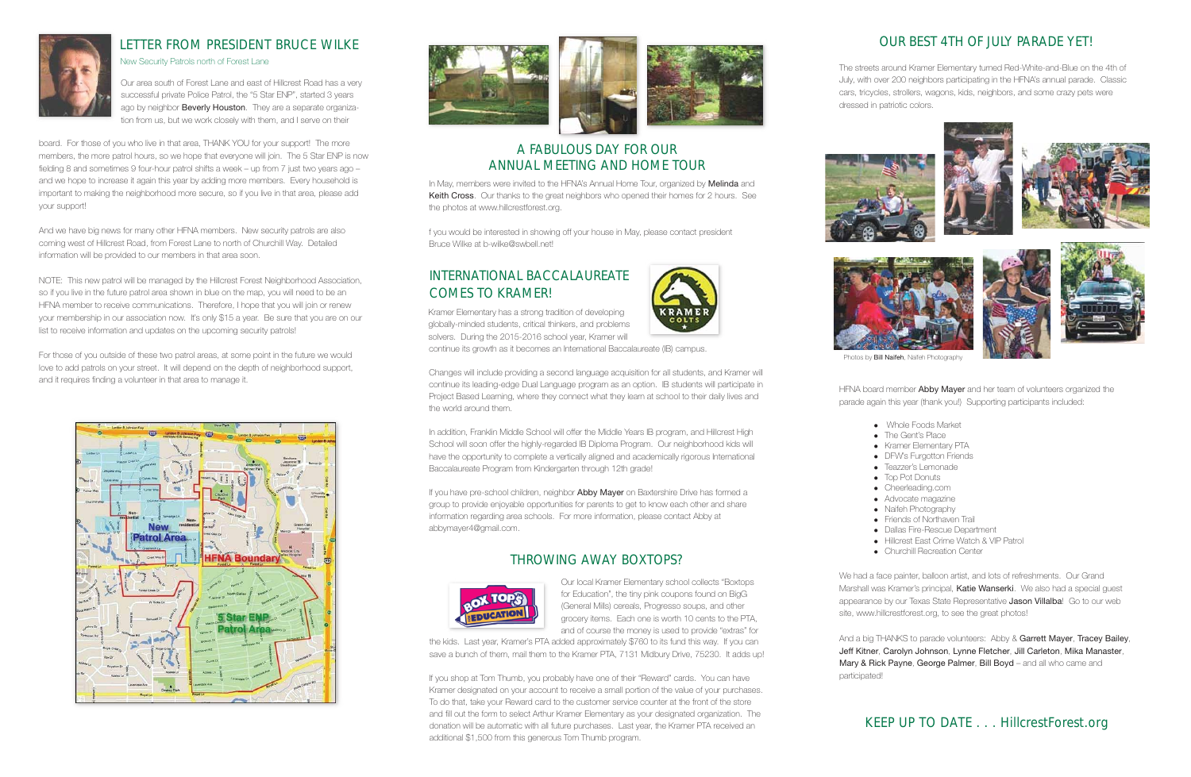## LETTER FROM PRESIDENT BRUCE WILKE

New Security Patrols north of Forest Lane

Our area south of Forest Lane and east of Hillcrest Road has a very successful private Police Patrol, the "5 Star ENP", started 3 years ago by neighbor **Beverly Houston**. They are a separate organization from us, but we work closely with them, and I serve on their board. For those of you who live in that area, THANK YOU for your support! The more members, the more patrol hours, so we hope that everyone will join. The 5 Star ENP is now fielding 8 and sometimes 9 four-hour patrol shifts a week – up from 7 just two years ago – and we hope to increase it again this year by adding more members. Every household is important to making the neighborhood more secure, so if you live in that area, please add your support!

And we have big news for many other HFNA members. New security patrols are also coming west of Hillcrest Road, from Forest Lane to north of Churchill Way. Detailed information will be provided to our members in that area soon.

NOTE: This new patrol will be managed by the Hillcrest Forest Neighborhood Association, so if you live in the future patrol area shown in blue on the map, you will need to be an HFNA member to receive communications. Therefore, I hope that you will join or renew your membership in our association now. It's only $15 a year. Be sure that you are on our list to receive information and updates on the upcoming security patrols!

For those of you outside of these two patrol areas, at some point in the future we would love to add patrols on your street. It will depend on the depth of neighborhood support, and it requires finding a volunteer in that area to manage it.

New Patrol Area

HFNA Boundary

5 Star ENP Patrol Area

## A FABULOUS DAY FOR OUR ANNUAL MEETING AND HOME TOUR

In May, members were invited to the HFNA's Annual Home Tour, organized by **Melinda** and **Keith Cross**. Our thanks to the great neighbors who opened their homes for 2 hours. See the photos at www.hillcrestforest.org.

f you would be interested in showing off your house in May, please contact president Bruce Wilke at b-wilke@swbell.net!

## INTERNATIONAL BACCALAUREATE COMES TO KRAMER!

Kramer Elementary has a strong tradition of developing globally-minded students, critical thinkers, and problems solvers. During the 2015-2016 school year, Kramer will continue its growth as it becomes an International Baccalaureate (IB) campus.

Changes will include providing a second language acquisition for all students, and Kramer will continue its leading-edge Dual Language program as an option. IB students will participate in Project Based Learning, where they connect what they learn at school to their daily lives and the world around them.

In addition, Franklin Middle School will offer the Middle Years IB program, and Hillcrest High School will soon offer the highly-regarded IB Diploma Program. Our neighborhood kids will have the opportunity to complete a vertically aligned and academically rigorous International Baccalaureate Program from Kindergarten through 12th grade!

If you have pre-school children, neighbor **Abby Mayer** on Baxtershire Drive has formed a group to provide enjoyable opportunities for parents to get to know each other and share information regarding area schools. For more information, please contact Abby at abbymayer4@gmail.com.

## THROWING AWAY BOXTOPS?

Our local Kramer Elementary school collects "Boxtops for Education", the tiny pink coupons found on BigG (General Mills) cereals, Progresso soups, and other grocery items. Each one is worth 10 cents to the PTA, and of course the money is used to provide "extras" for the kids. Last year, Kramer's PTA added approximately $760 to its fund this way. If you can save a bunch of them, mail them to the Kramer PTA, 7131 Midbury Drive, 75230. It adds up!

If you shop at Tom Thumb, you probably have one of their "Reward" cards. You can have Kramer designated on your account to receive a small portion of the value of your purchases. To do that, take your Reward card to the customer service counter at the front of the store and fill out the form to select Arthur Kramer Elementary as your designated organization. The donation will be automatic with all future purchases. Last year, the Kramer PTA received an additional $1,500 from this generous Tom Thumb program.

## OUR BEST 4TH OF JULY PARADE YET!

The streets around Kramer Elementary turned Red-White-and-Blue on the 4th of July, with over 200 neighbors participating in the HFNA's annual parade. Classic cars, tricycles, strollers, wagons, kids, neighbors, and some crazy pets were dressed in patriotic colors.

Photos by **Bill Naifeh**, Naifeh Photography

HFNA board member **Abby Mayer** and her team of volunteers organized the parade again this year (thank you!) Supporting participants included:

- Whole Foods Market
- The Gent's Place
- Kramer Elementary PTA
- DFW's Furgotton Friends
- Teazzer's Lemonade
- Top Pot Donuts
- Cheerleading.com
- Advocate magazine
- Naifeh Photography
- Friends of Northaven Trail
- Dallas Fire-Rescue Department
- Hillcrest East Crime Watch & VIP Patrol
- Churchill Recreation Center

We had a face painter, balloon artist, and lots of refreshments. Our Grand Marshall was Kramer's principal, **Katie Wanserki**. We also had a special guest appearance by our Texas State Representative **Jason Villalba**! Go to our web site, www.hillcrestforest.org, to see the great photos!

And a big THANKS to parade volunteers: Abby & **Garrett Mayer**, **Tracey Bailey**, **Jeff Kitner**, **Carolyn Johnson**, **Lynne Fletcher**, **Jill Carleton**, **Mika Manaster**, **Mary & Rick Payne**, **George Palmer**, **Bill Boyd** – and all who came and participated!

## KEEP UP TO DATE . . . HillcrestForest.org